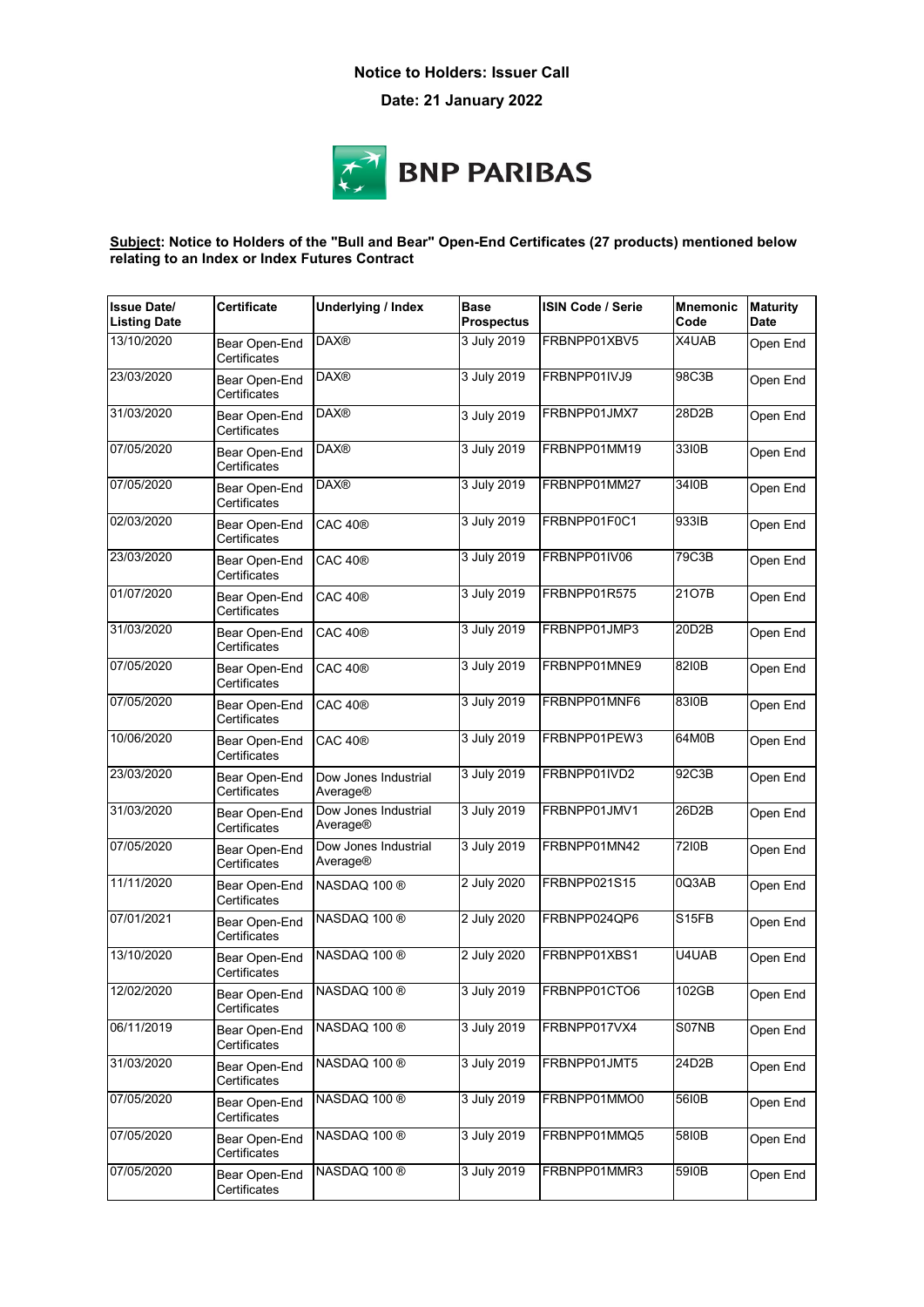**Notice to Holders: Issuer Call**

**Date: 21 January 2022**

BNP PARIBAS

**Subject: Notice to Holders of the "Bull and Bear" Open-End Certificates (27 products) mentioned below relating to an Index or Index Futures Contract**

| Issue Date/ Listing Date | Certificate | Underlying / Index | Base Prospectus | ISIN Code / Serie | Mnemonic Code | Maturity Date |
|---|---|---|---|---|---|---|
| 13/10/2020 | Bear Open-End Certificates | DAX® | 3 July 2019 | FRBNPP01XBV5 | X4UAB | Open End |
| 23/03/2020 | Bear Open-End Certificates | DAX® | 3 July 2019 | FRBNPP01IVJ9 | 98C3B | Open End |
| 31/03/2020 | Bear Open-End Certificates | DAX® | 3 July 2019 | FRBNPP01JMX7 | 28D2B | Open End |
| 07/05/2020 | Bear Open-End Certificates | DAX® | 3 July 2019 | FRBNPP01MM19 | 33I0B | Open End |
| 07/05/2020 | Bear Open-End Certificates | DAX® | 3 July 2019 | FRBNPP01MM27 | 34I0B | Open End |
| 02/03/2020 | Bear Open-End Certificates | CAC 40® | 3 July 2019 | FRBNPP01F0C1 | 933IB | Open End |
| 23/03/2020 | Bear Open-End Certificates | CAC 40® | 3 July 2019 | FRBNPP01IV06 | 79C3B | Open End |
| 01/07/2020 | Bear Open-End Certificates | CAC 40® | 3 July 2019 | FRBNPP01R575 | 21O7B | Open End |
| 31/03/2020 | Bear Open-End Certificates | CAC 40® | 3 July 2019 | FRBNPP01JMP3 | 20D2B | Open End |
| 07/05/2020 | Bear Open-End Certificates | CAC 40® | 3 July 2019 | FRBNPP01MNE9 | 82I0B | Open End |
| 07/05/2020 | Bear Open-End Certificates | CAC 40® | 3 July 2019 | FRBNPP01MNF6 | 83I0B | Open End |
| 10/06/2020 | Bear Open-End Certificates | CAC 40® | 3 July 2019 | FRBNPP01PEW3 | 64M0B | Open End |
| 23/03/2020 | Bear Open-End Certificates | Dow Jones Industrial Average® | 3 July 2019 | FRBNPP01IVD2 | 92C3B | Open End |
| 31/03/2020 | Bear Open-End Certificates | Dow Jones Industrial Average® | 3 July 2019 | FRBNPP01JMV1 | 26D2B | Open End |
| 07/05/2020 | Bear Open-End Certificates | Dow Jones Industrial Average® | 3 July 2019 | FRBNPP01MN42 | 72I0B | Open End |
| 11/11/2020 | Bear Open-End Certificates | NASDAQ 100 ® | 2 July 2020 | FRBNPP021S15 | 0Q3AB | Open End |
| 07/01/2021 | Bear Open-End Certificates | NASDAQ 100 ® | 2 July 2020 | FRBNPP024QP6 | S15FB | Open End |
| 13/10/2020 | Bear Open-End Certificates | NASDAQ 100 ® | 2 July 2020 | FRBNPP01XBS1 | U4UAB | Open End |
| 12/02/2020 | Bear Open-End Certificates | NASDAQ 100 ® | 3 July 2019 | FRBNPP01CTO6 | 102GB | Open End |
| 06/11/2019 | Bear Open-End Certificates | NASDAQ 100 ® | 3 July 2019 | FRBNPP017VX4 | S07NB | Open End |
| 31/03/2020 | Bear Open-End Certificates | NASDAQ 100 ® | 3 July 2019 | FRBNPP01JMT5 | 24D2B | Open End |
| 07/05/2020 | Bear Open-End Certificates | NASDAQ 100 ® | 3 July 2019 | FRBNPP01MMO0 | 56I0B | Open End |
| 07/05/2020 | Bear Open-End Certificates | NASDAQ 100 ® | 3 July 2019 | FRBNPP01MMQ5 | 58I0B | Open End |
| 07/05/2020 | Bear Open-End Certificates | NASDAQ 100 ® | 3 July 2019 | FRBNPP01MMR3 | 59I0B | Open End |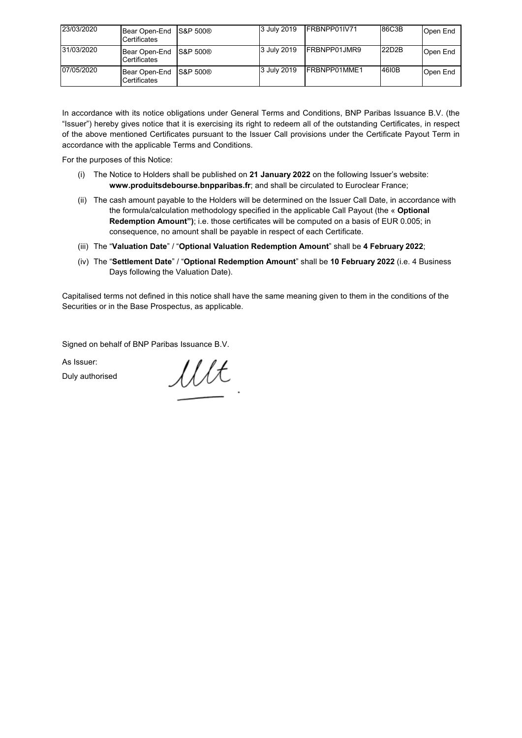| | | | | | | |
|---|---|---|---|---|---|---|
| 23/03/2020 | Bear Open-End Certificates | S&P 500® | 3 July 2019 | FRBNPP01IV71 | 86C3B | Open End |
| 31/03/2020 | Bear Open-End Certificates | S&P 500® | 3 July 2019 | FRBNPP01JMR9 | 22D2B | Open End |
| 07/05/2020 | Bear Open-End Certificates | S&P 500® | 3 July 2019 | FRBNPP01MME1 | 46I0B | Open End |

In accordance with its notice obligations under General Terms and Conditions, BNP Paribas Issuance B.V. (the "Issuer") hereby gives notice that it is exercising its right to redeem all of the outstanding Certificates, in respect of the above mentioned Certificates pursuant to the Issuer Call provisions under the Certificate Payout Term in accordance with the applicable Terms and Conditions.

For the purposes of this Notice:

(i) The Notice to Holders shall be published on **21 January 2022** on the following Issuer's website: **www.produitsdebourse.bnpparibas.fr**; and shall be circulated to Euroclear France;

(ii) The cash amount payable to the Holders will be determined on the Issuer Call Date, in accordance with the formula/calculation methodology specified in the applicable Call Payout (the « **Optional Redemption Amount")**; i.e. those certificates will be computed on a basis of EUR 0.005; in consequence, no amount shall be payable in respect of each Certificate.

(iii) The "**Valuation Date**" / "**Optional Valuation Redemption Amount**" shall be **4 February 2022**;

(iv) The "**Settlement Date**" / "**Optional Redemption Amount**" shall be **10 February 2022** (i.e. 4 Business Days following the Valuation Date).

Capitalised terms not defined in this notice shall have the same meaning given to them in the conditions of the Securities or in the Base Prospectus, as applicable.

Signed on behalf of BNP Paribas Issuance B.V.

As Issuer:

Duly authorised